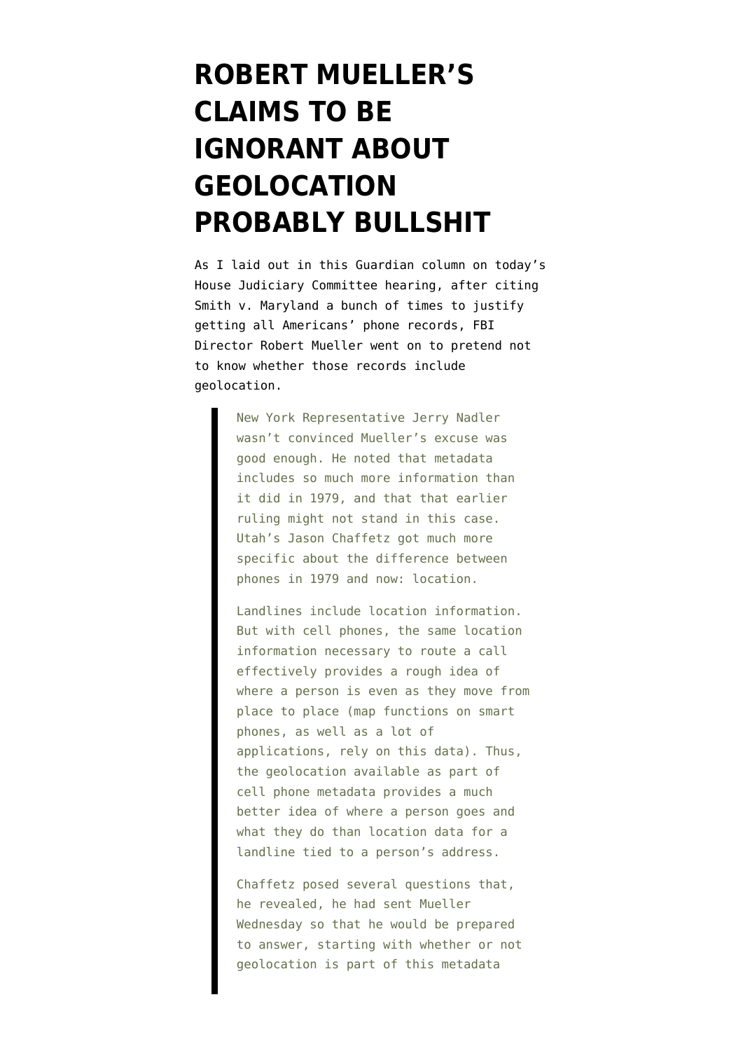# ROBERT MUELLER'S CLAIMS TO BE IGNORANT ABOUT GEOLOCATION PROBABLY BULLSHIT

As I laid out in this Guardian column on today's House Judiciary Committee hearing, after citing Smith v. Maryland a bunch of times to justify getting all Americans' phone records, FBI Director Robert Mueller went on to pretend not to know whether those records include geolocation.

> New York Representative Jerry Nadler wasn't convinced Mueller's excuse was good enough. He noted that metadata includes so much more information than it did in 1979, and that that earlier ruling might not stand in this case. Utah's Jason Chaffetz got much more specific about the difference between phones in 1979 and now: location.
>
> Landlines include location information. But with cell phones, the same location information necessary to route a call effectively provides a rough idea of where a person is even as they move from place to place (map functions on smart phones, as well as a lot of applications, rely on this data). Thus, the geolocation available as part of cell phone metadata provides a much better idea of where a person goes and what they do than location data for a landline tied to a person's address.
>
> Chaffetz posed several questions that, he revealed, he had sent Mueller Wednesday so that he would be prepared to answer, starting with whether or not geolocation is part of this metadata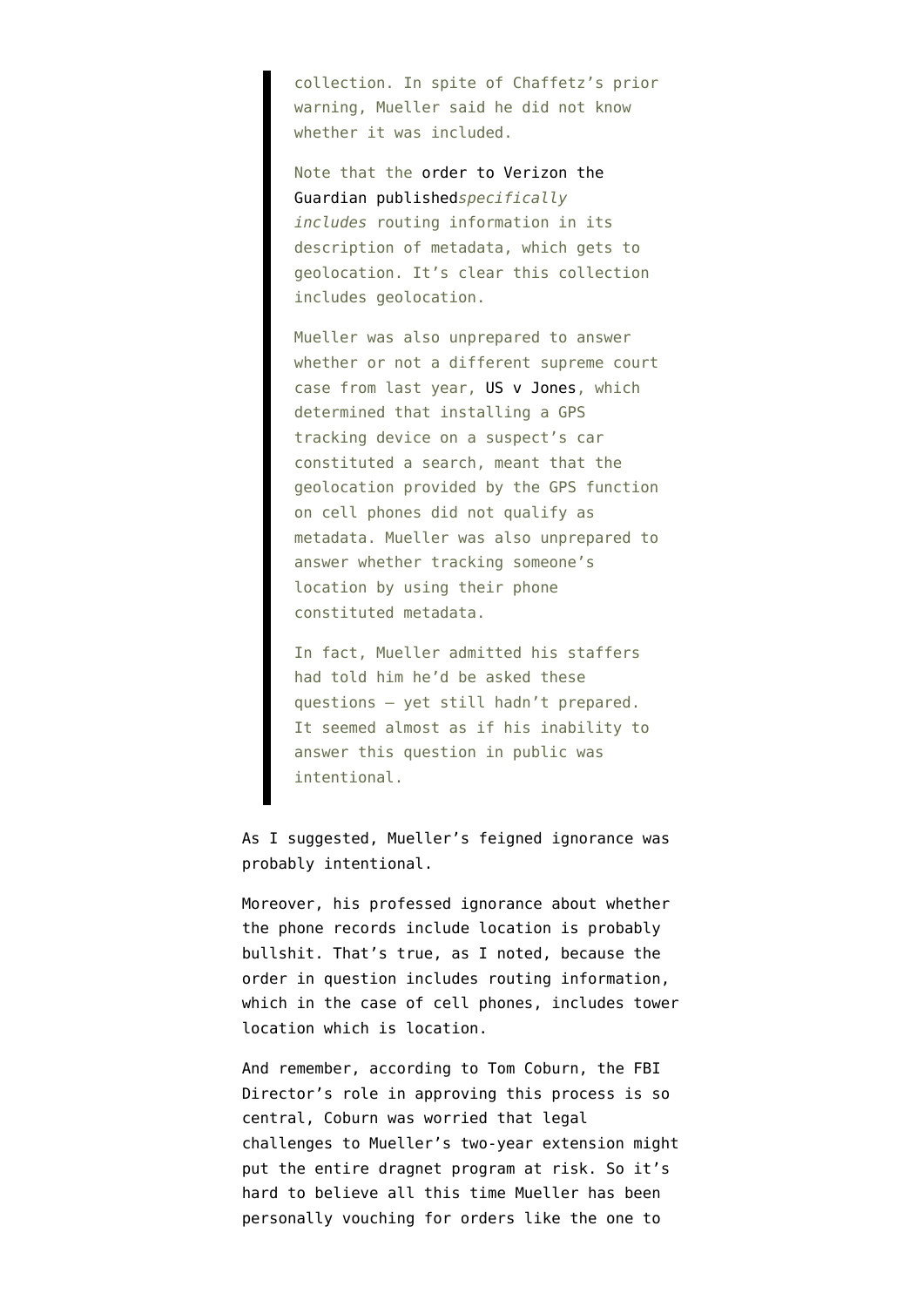> collection. In spite of Chaffetz's prior warning, Mueller said he did not know whether it was included.
>
> Note that the order to Verizon the Guardian published *specifically includes* routing information in its description of metadata, which gets to geolocation. It's clear this collection includes geolocation.
>
> Mueller was also unprepared to answer whether or not a different supreme court case from last year, US v Jones, which determined that installing a GPS tracking device on a suspect's car constituted a search, meant that the geolocation provided by the GPS function on cell phones did not qualify as metadata. Mueller was also unprepared to answer whether tracking someone's location by using their phone constituted metadata.
>
> In fact, Mueller admitted his staffers had told him he'd be asked these questions – yet still hadn't prepared. It seemed almost as if his inability to answer this question in public was intentional.

As I suggested, Mueller's feigned ignorance was probably intentional.

Moreover, his professed ignorance about whether the phone records include location is probably bullshit. That's true, as I noted, because the order in question includes routing information, which in the case of cell phones, includes tower location which is location.

And remember, according to Tom Coburn, the FBI Director's role in approving this process is so central, Coburn was worried that legal challenges to Mueller's two-year extension might put the entire dragnet program at risk. So it's hard to believe all this time Mueller has been personally vouching for orders like the one to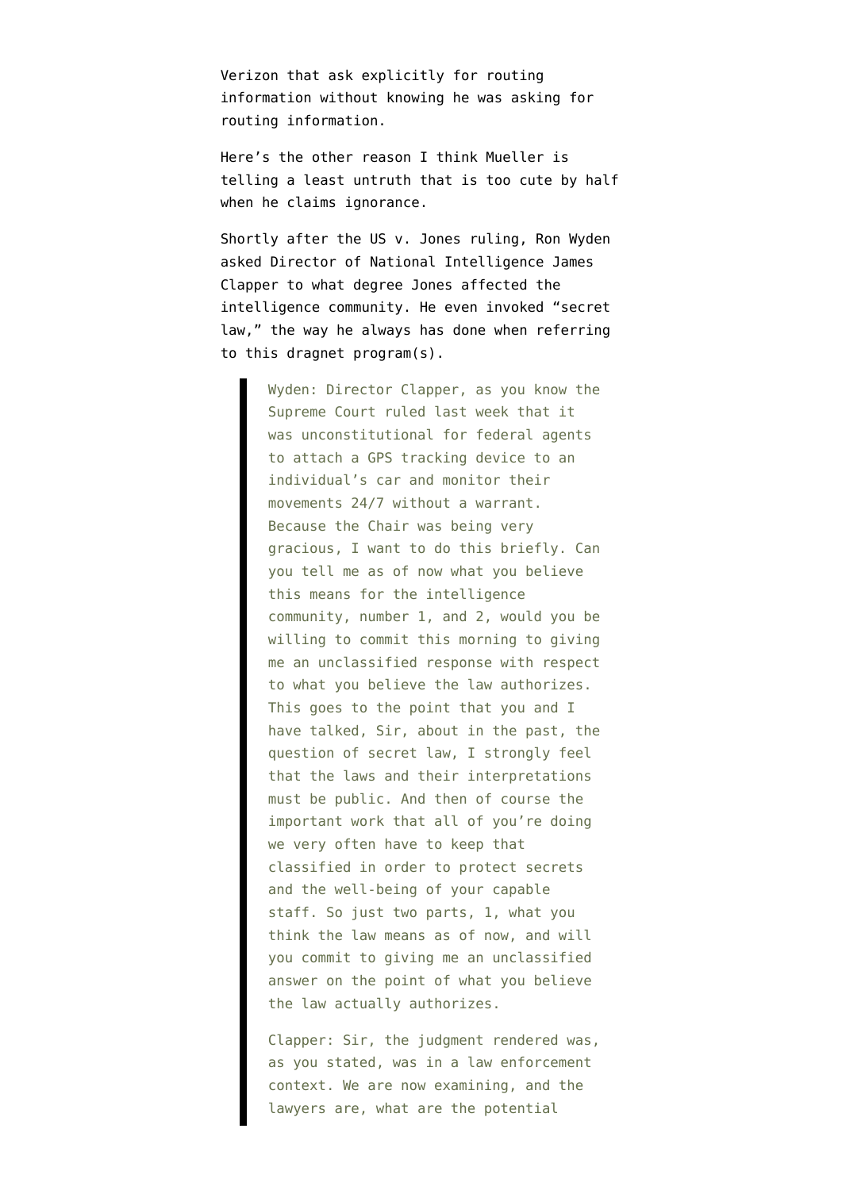Verizon that ask explicitly for routing information without knowing he was asking for routing information.

Here's the other reason I think Mueller is telling a least untruth that is too cute by half when he claims ignorance.

Shortly after the US v. Jones ruling, Ron Wyden asked Director of National Intelligence James Clapper to what degree Jones affected the intelligence community. He even invoked "secret law," the way he always has done when referring to this dragnet program(s).

> Wyden: Director Clapper, as you know the Supreme Court ruled last week that it was unconstitutional for federal agents to attach a GPS tracking device to an individual's car and monitor their movements 24/7 without a warrant. Because the Chair was being very gracious, I want to do this briefly. Can you tell me as of now what you believe this means for the intelligence community, number 1, and 2, would you be willing to commit this morning to giving me an unclassified response with respect to what you believe the law authorizes. This goes to the point that you and I have talked, Sir, about in the past, the question of secret law, I strongly feel that the laws and their interpretations must be public. And then of course the important work that all of you're doing we very often have to keep that classified in order to protect secrets and the well-being of your capable staff. So just two parts, 1, what you think the law means as of now, and will you commit to giving me an unclassified answer on the point of what you believe the law actually authorizes.
>
> Clapper: Sir, the judgment rendered was, as you stated, was in a law enforcement context. We are now examining, and the lawyers are, what are the potential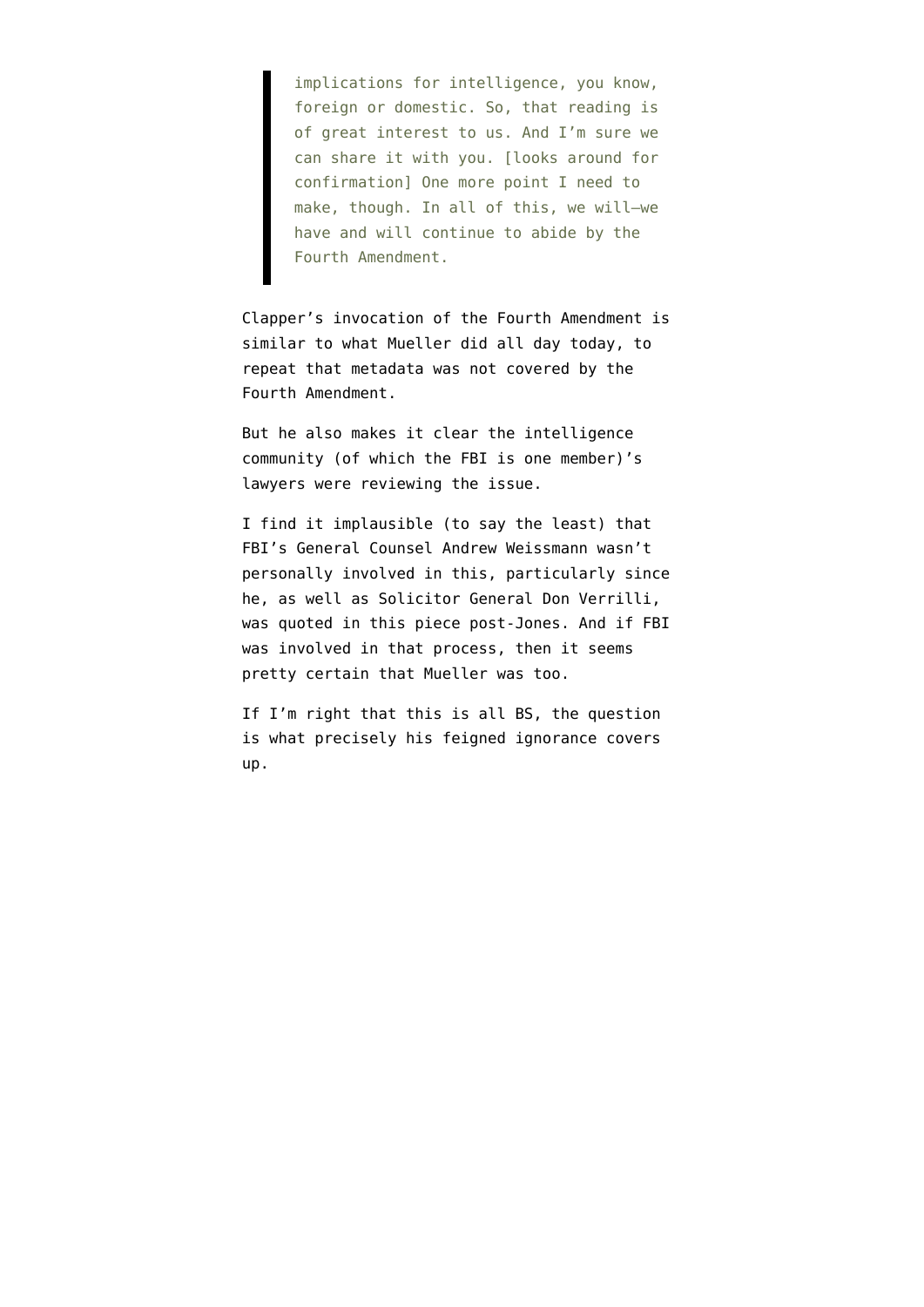> implications for intelligence, you know, foreign or domestic. So, that reading is of great interest to us. And I'm sure we can share it with you. [looks around for confirmation] One more point I need to make, though. In all of this, we will—we have and will continue to abide by the Fourth Amendment.

Clapper's invocation of the Fourth Amendment is similar to what Mueller did all day today, to repeat that metadata was not covered by the Fourth Amendment.

But he also makes it clear the intelligence community (of which the FBI is one member)'s lawyers were reviewing the issue.

I find it implausible (to say the least) that FBI's General Counsel Andrew Weissmann wasn't personally involved in this, particularly since he, as well as Solicitor General Don Verrilli, was quoted in this piece post-Jones. And if FBI was involved in that process, then it seems pretty certain that Mueller was too.

If I'm right that this is all BS, the question is what precisely his feigned ignorance covers up.